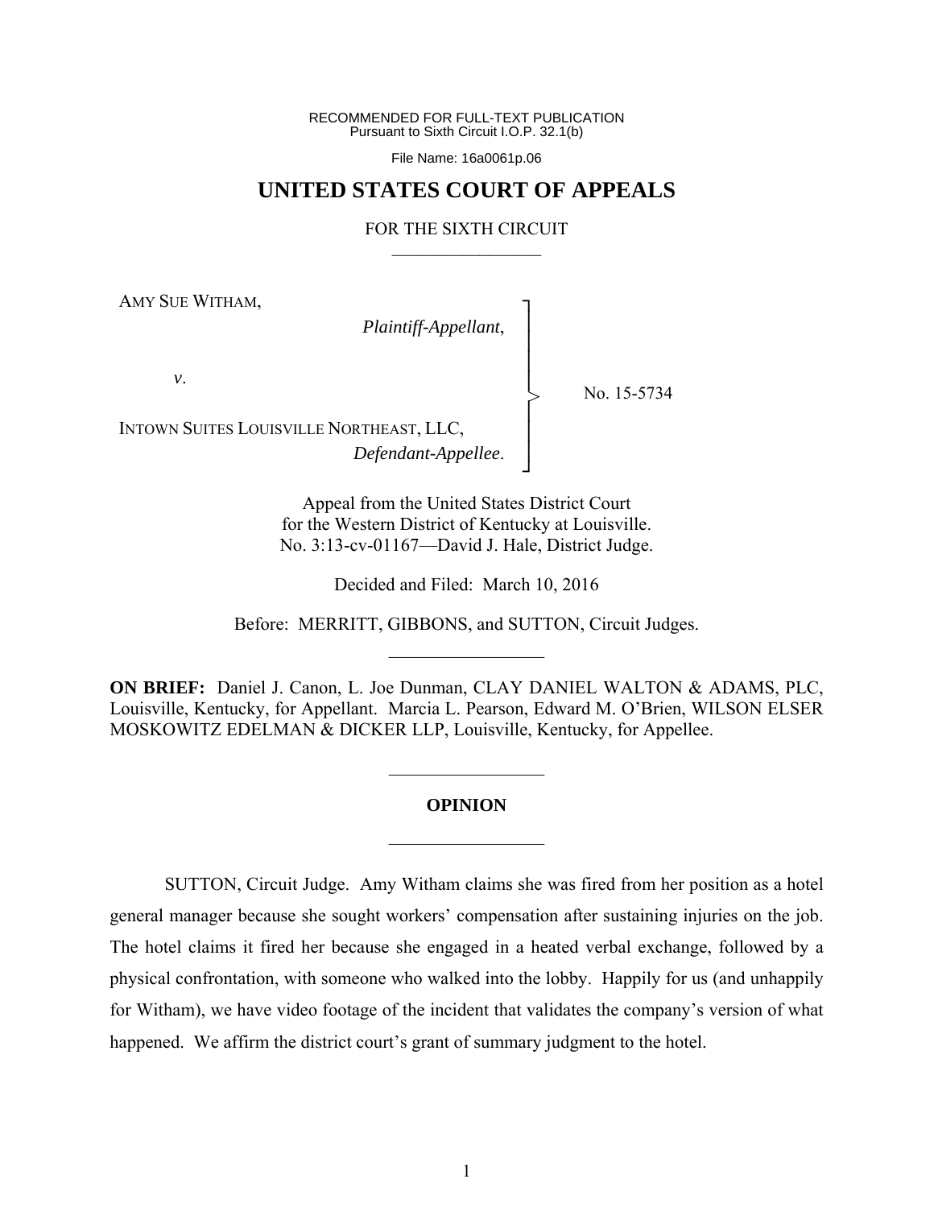RECOMMENDED FOR FULL-TEXT PUBLICATION
Pursuant to Sixth Circuit I.O.P. 32.1(b)

File Name: 16a0061p.06

# UNITED STATES COURT OF APPEALS

FOR THE SIXTH CIRCUIT

AMY SUE WITHAM,
*Plaintiff-Appellant*,

*v*.

INTOWN SUITES LOUISVILLE NORTHEAST, LLC,
*Defendant-Appellee*.

No. 15-5734

Appeal from the United States District Court
for the Western District of Kentucky at Louisville.
No. 3:13-cv-01167—David J. Hale, District Judge.

Decided and Filed: March 10, 2016

Before: MERRITT, GIBBONS, and SUTTON, Circuit Judges.

**ON BRIEF:** Daniel J. Canon, L. Joe Dunman, CLAY DANIEL WALTON & ADAMS, PLC, Louisville, Kentucky, for Appellant. Marcia L. Pearson, Edward M. O'Brien, WILSON ELSER MOSKOWITZ EDELMAN & DICKER LLP, Louisville, Kentucky, for Appellee.

## OPINION

SUTTON, Circuit Judge. Amy Witham claims she was fired from her position as a hotel general manager because she sought workers' compensation after sustaining injuries on the job. The hotel claims it fired her because she engaged in a heated verbal exchange, followed by a physical confrontation, with someone who walked into the lobby. Happily for us (and unhappily for Witham), we have video footage of the incident that validates the company's version of what happened. We affirm the district court's grant of summary judgment to the hotel.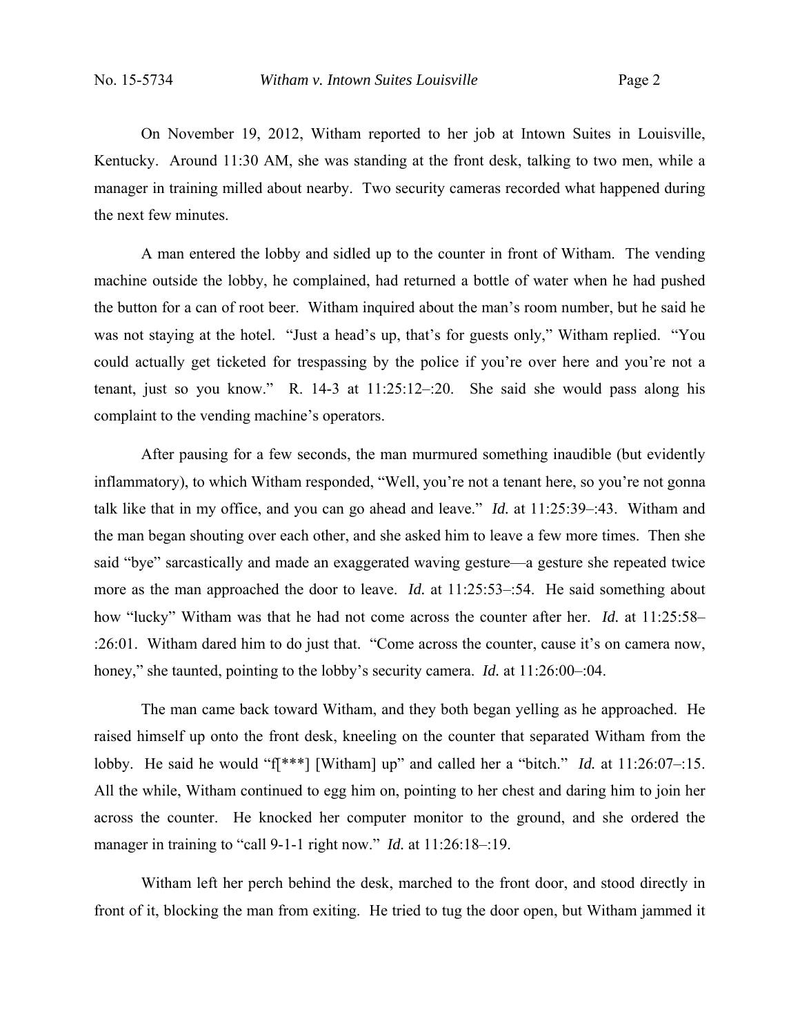On November 19, 2012, Witham reported to her job at Intown Suites in Louisville, Kentucky. Around 11:30 AM, she was standing at the front desk, talking to two men, while a manager in training milled about nearby. Two security cameras recorded what happened during the next few minutes.

A man entered the lobby and sidled up to the counter in front of Witham. The vending machine outside the lobby, he complained, had returned a bottle of water when he had pushed the button for a can of root beer. Witham inquired about the man's room number, but he said he was not staying at the hotel. "Just a head's up, that's for guests only," Witham replied. "You could actually get ticketed for trespassing by the police if you're over here and you're not a tenant, just so you know." R. 14-3 at 11:25:12–:20. She said she would pass along his complaint to the vending machine's operators.

After pausing for a few seconds, the man murmured something inaudible (but evidently inflammatory), to which Witham responded, "Well, you're not a tenant here, so you're not gonna talk like that in my office, and you can go ahead and leave." *Id.* at 11:25:39–:43. Witham and the man began shouting over each other, and she asked him to leave a few more times. Then she said "bye" sarcastically and made an exaggerated waving gesture—a gesture she repeated twice more as the man approached the door to leave. *Id.* at 11:25:53–:54. He said something about how "lucky" Witham was that he had not come across the counter after her. *Id.* at 11:25:58–:26:01. Witham dared him to do just that. "Come across the counter, cause it's on camera now, honey," she taunted, pointing to the lobby's security camera. *Id.* at 11:26:00–:04.

The man came back toward Witham, and they both began yelling as he approached. He raised himself up onto the front desk, kneeling on the counter that separated Witham from the lobby. He said he would "f[***] [Witham] up" and called her a "bitch." *Id.* at 11:26:07–:15. All the while, Witham continued to egg him on, pointing to her chest and daring him to join her across the counter. He knocked her computer monitor to the ground, and she ordered the manager in training to "call 9-1-1 right now." *Id.* at 11:26:18–:19.

Witham left her perch behind the desk, marched to the front door, and stood directly in front of it, blocking the man from exiting. He tried to tug the door open, but Witham jammed it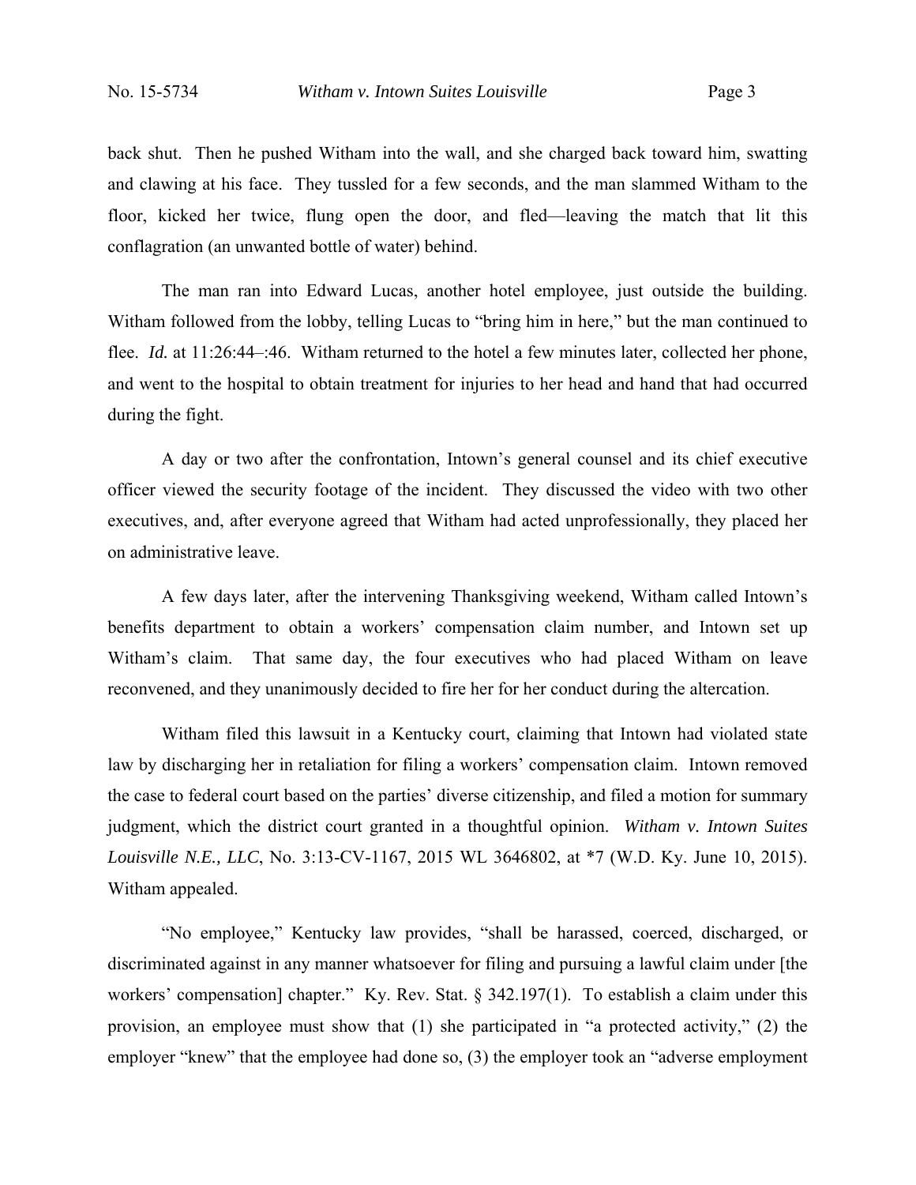back shut. Then he pushed Witham into the wall, and she charged back toward him, swatting and clawing at his face. They tussled for a few seconds, and the man slammed Witham to the floor, kicked her twice, flung open the door, and fled—leaving the match that lit this conflagration (an unwanted bottle of water) behind.

The man ran into Edward Lucas, another hotel employee, just outside the building. Witham followed from the lobby, telling Lucas to "bring him in here," but the man continued to flee. *Id.* at 11:26:44–:46. Witham returned to the hotel a few minutes later, collected her phone, and went to the hospital to obtain treatment for injuries to her head and hand that had occurred during the fight.

A day or two after the confrontation, Intown's general counsel and its chief executive officer viewed the security footage of the incident. They discussed the video with two other executives, and, after everyone agreed that Witham had acted unprofessionally, they placed her on administrative leave.

A few days later, after the intervening Thanksgiving weekend, Witham called Intown's benefits department to obtain a workers' compensation claim number, and Intown set up Witham's claim. That same day, the four executives who had placed Witham on leave reconvened, and they unanimously decided to fire her for her conduct during the altercation.

Witham filed this lawsuit in a Kentucky court, claiming that Intown had violated state law by discharging her in retaliation for filing a workers' compensation claim. Intown removed the case to federal court based on the parties' diverse citizenship, and filed a motion for summary judgment, which the district court granted in a thoughtful opinion. *Witham v. Intown Suites Louisville N.E., LLC*, No. 3:13-CV-1167, 2015 WL 3646802, at *7 (W.D. Ky. June 10, 2015). Witham appealed.

"No employee," Kentucky law provides, "shall be harassed, coerced, discharged, or discriminated against in any manner whatsoever for filing and pursuing a lawful claim under [the workers' compensation] chapter." Ky. Rev. Stat. § 342.197(1). To establish a claim under this provision, an employee must show that (1) she participated in "a protected activity," (2) the employer "knew" that the employee had done so, (3) the employer took an "adverse employment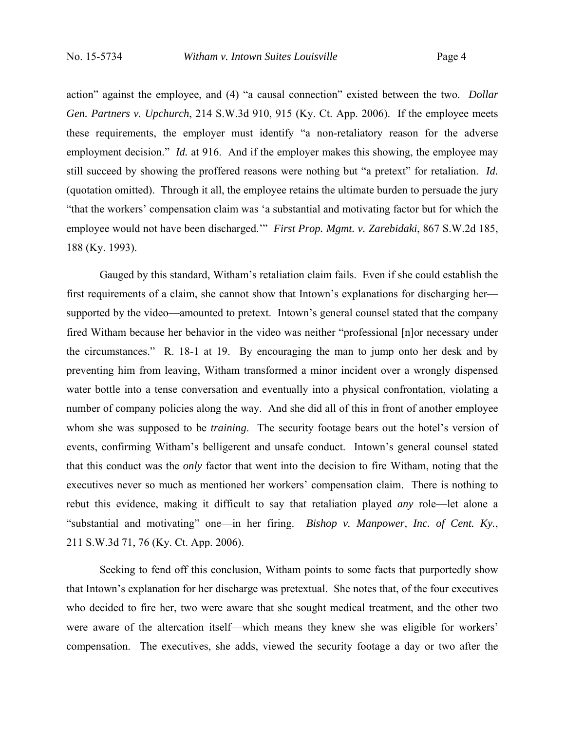action" against the employee, and (4) "a causal connection" existed between the two. *Dollar Gen. Partners v. Upchurch*, 214 S.W.3d 910, 915 (Ky. Ct. App. 2006). If the employee meets these requirements, the employer must identify "a non-retaliatory reason for the adverse employment decision." *Id.* at 916. And if the employer makes this showing, the employee may still succeed by showing the proffered reasons were nothing but "a pretext" for retaliation. *Id.* (quotation omitted). Through it all, the employee retains the ultimate burden to persuade the jury "that the workers' compensation claim was 'a substantial and motivating factor but for which the employee would not have been discharged.'" *First Prop. Mgmt. v. Zarebidaki*, 867 S.W.2d 185, 188 (Ky. 1993).

Gauged by this standard, Witham's retaliation claim fails. Even if she could establish the first requirements of a claim, she cannot show that Intown's explanations for discharging her—supported by the video—amounted to pretext. Intown's general counsel stated that the company fired Witham because her behavior in the video was neither "professional [n]or necessary under the circumstances." R. 18-1 at 19. By encouraging the man to jump onto her desk and by preventing him from leaving, Witham transformed a minor incident over a wrongly dispensed water bottle into a tense conversation and eventually into a physical confrontation, violating a number of company policies along the way. And she did all of this in front of another employee whom she was supposed to be *training*. The security footage bears out the hotel's version of events, confirming Witham's belligerent and unsafe conduct. Intown's general counsel stated that this conduct was the *only* factor that went into the decision to fire Witham, noting that the executives never so much as mentioned her workers' compensation claim. There is nothing to rebut this evidence, making it difficult to say that retaliation played *any* role—let alone a "substantial and motivating" one—in her firing. *Bishop v. Manpower, Inc. of Cent. Ky.*, 211 S.W.3d 71, 76 (Ky. Ct. App. 2006).

Seeking to fend off this conclusion, Witham points to some facts that purportedly show that Intown's explanation for her discharge was pretextual. She notes that, of the four executives who decided to fire her, two were aware that she sought medical treatment, and the other two were aware of the altercation itself—which means they knew she was eligible for workers' compensation. The executives, she adds, viewed the security footage a day or two after the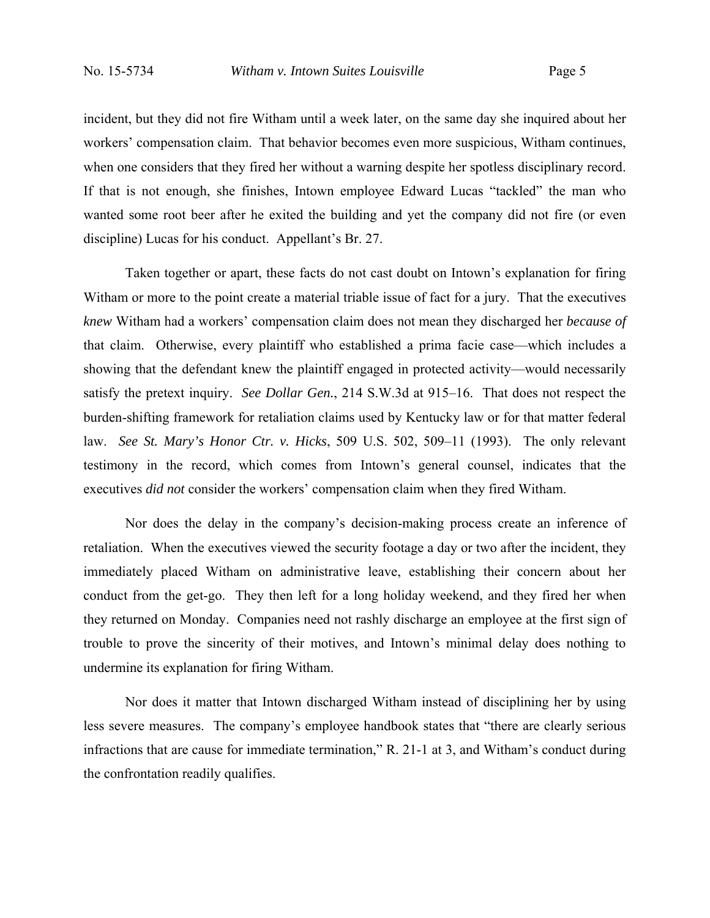incident, but they did not fire Witham until a week later, on the same day she inquired about her workers' compensation claim. That behavior becomes even more suspicious, Witham continues, when one considers that they fired her without a warning despite her spotless disciplinary record. If that is not enough, she finishes, Intown employee Edward Lucas "tackled" the man who wanted some root beer after he exited the building and yet the company did not fire (or even discipline) Lucas for his conduct. Appellant's Br. 27.

Taken together or apart, these facts do not cast doubt on Intown's explanation for firing Witham or more to the point create a material triable issue of fact for a jury. That the executives *knew* Witham had a workers' compensation claim does not mean they discharged her *because of* that claim. Otherwise, every plaintiff who established a prima facie case—which includes a showing that the defendant knew the plaintiff engaged in protected activity—would necessarily satisfy the pretext inquiry. *See Dollar Gen.*, 214 S.W.3d at 915–16. That does not respect the burden-shifting framework for retaliation claims used by Kentucky law or for that matter federal law. *See St. Mary's Honor Ctr. v. Hicks*, 509 U.S. 502, 509–11 (1993). The only relevant testimony in the record, which comes from Intown's general counsel, indicates that the executives *did not* consider the workers' compensation claim when they fired Witham.

Nor does the delay in the company's decision-making process create an inference of retaliation. When the executives viewed the security footage a day or two after the incident, they immediately placed Witham on administrative leave, establishing their concern about her conduct from the get-go. They then left for a long holiday weekend, and they fired her when they returned on Monday. Companies need not rashly discharge an employee at the first sign of trouble to prove the sincerity of their motives, and Intown's minimal delay does nothing to undermine its explanation for firing Witham.

Nor does it matter that Intown discharged Witham instead of disciplining her by using less severe measures. The company's employee handbook states that "there are clearly serious infractions that are cause for immediate termination," R. 21-1 at 3, and Witham's conduct during the confrontation readily qualifies.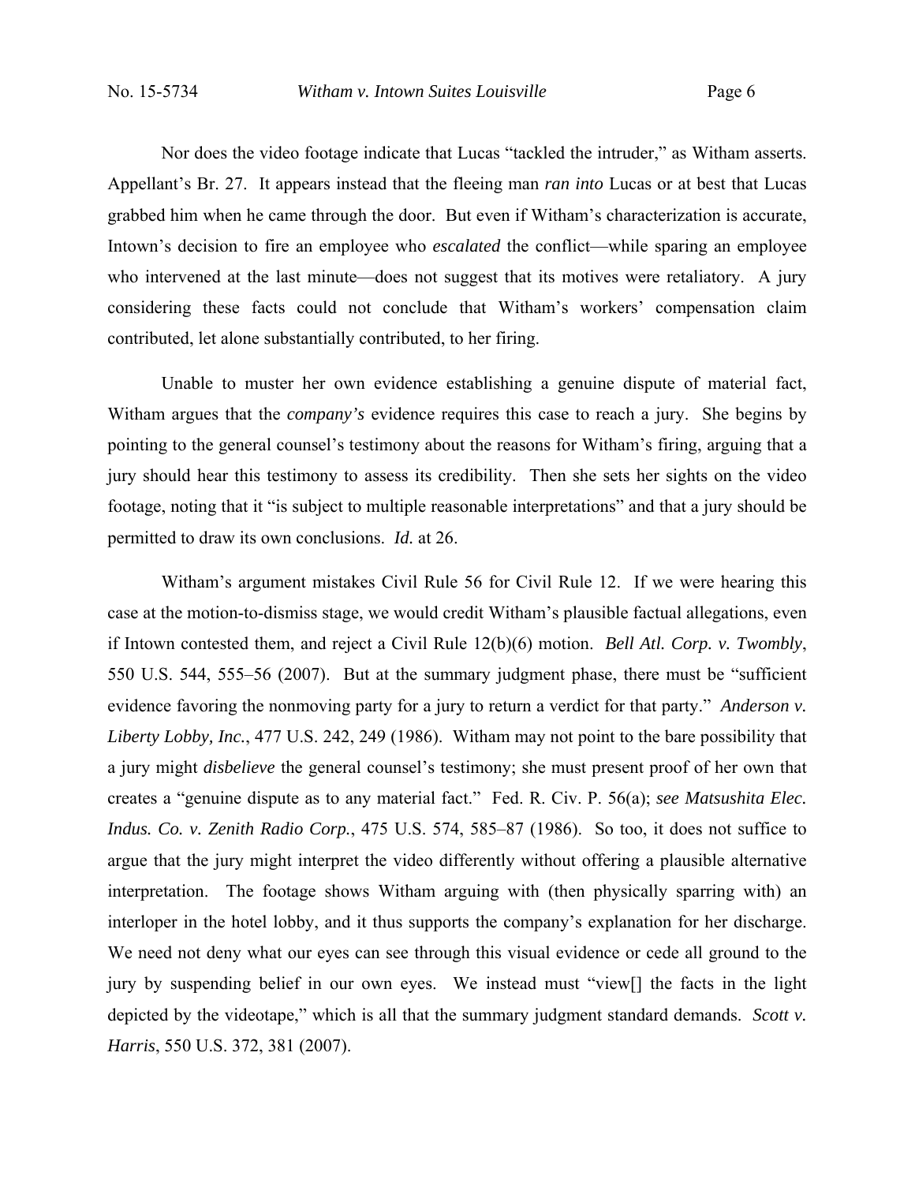Nor does the video footage indicate that Lucas "tackled the intruder," as Witham asserts. Appellant's Br. 27. It appears instead that the fleeing man *ran into* Lucas or at best that Lucas grabbed him when he came through the door. But even if Witham's characterization is accurate, Intown's decision to fire an employee who *escalated* the conflict—while sparing an employee who intervened at the last minute—does not suggest that its motives were retaliatory. A jury considering these facts could not conclude that Witham's workers' compensation claim contributed, let alone substantially contributed, to her firing.

Unable to muster her own evidence establishing a genuine dispute of material fact, Witham argues that the *company's* evidence requires this case to reach a jury. She begins by pointing to the general counsel's testimony about the reasons for Witham's firing, arguing that a jury should hear this testimony to assess its credibility. Then she sets her sights on the video footage, noting that it "is subject to multiple reasonable interpretations" and that a jury should be permitted to draw its own conclusions. *Id.* at 26.

Witham's argument mistakes Civil Rule 56 for Civil Rule 12. If we were hearing this case at the motion-to-dismiss stage, we would credit Witham's plausible factual allegations, even if Intown contested them, and reject a Civil Rule 12(b)(6) motion. *Bell Atl. Corp. v. Twombly*, 550 U.S. 544, 555–56 (2007). But at the summary judgment phase, there must be "sufficient evidence favoring the nonmoving party for a jury to return a verdict for that party." *Anderson v. Liberty Lobby, Inc.*, 477 U.S. 242, 249 (1986). Witham may not point to the bare possibility that a jury might *disbelieve* the general counsel's testimony; she must present proof of her own that creates a "genuine dispute as to any material fact." Fed. R. Civ. P. 56(a); *see Matsushita Elec. Indus. Co. v. Zenith Radio Corp.*, 475 U.S. 574, 585–87 (1986). So too, it does not suffice to argue that the jury might interpret the video differently without offering a plausible alternative interpretation. The footage shows Witham arguing with (then physically sparring with) an interloper in the hotel lobby, and it thus supports the company's explanation for her discharge. We need not deny what our eyes can see through this visual evidence or cede all ground to the jury by suspending belief in our own eyes. We instead must "view[] the facts in the light depicted by the videotape," which is all that the summary judgment standard demands. *Scott v. Harris*, 550 U.S. 372, 381 (2007).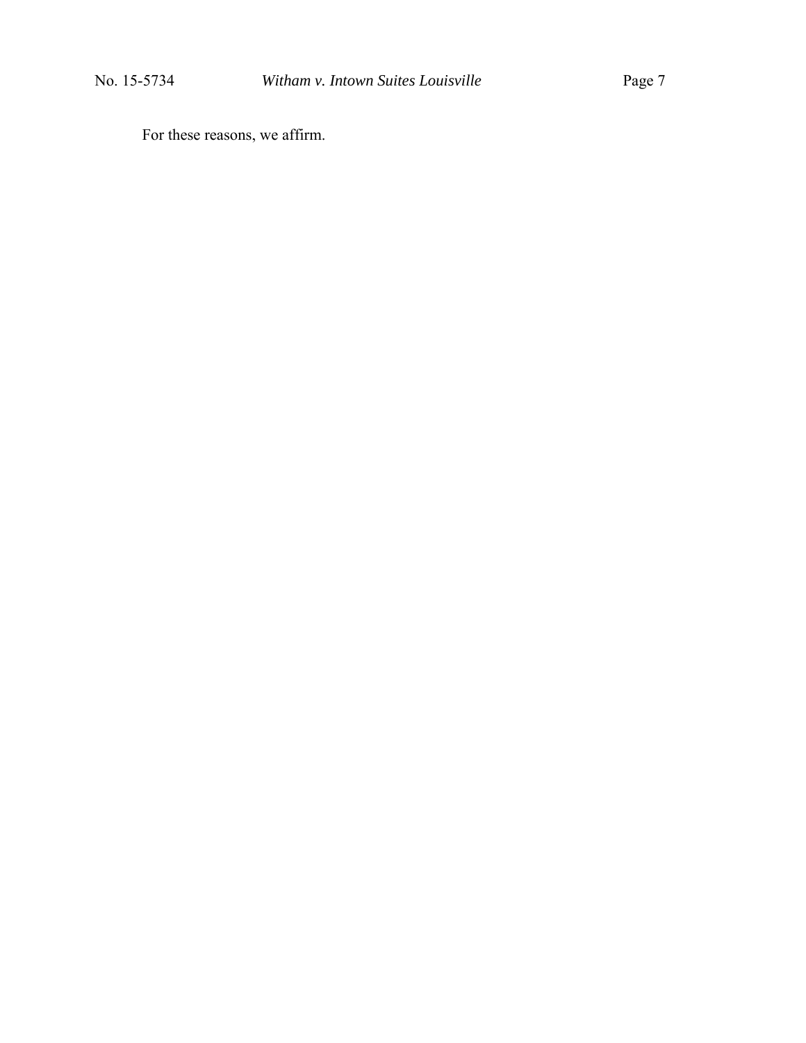For these reasons, we affirm.